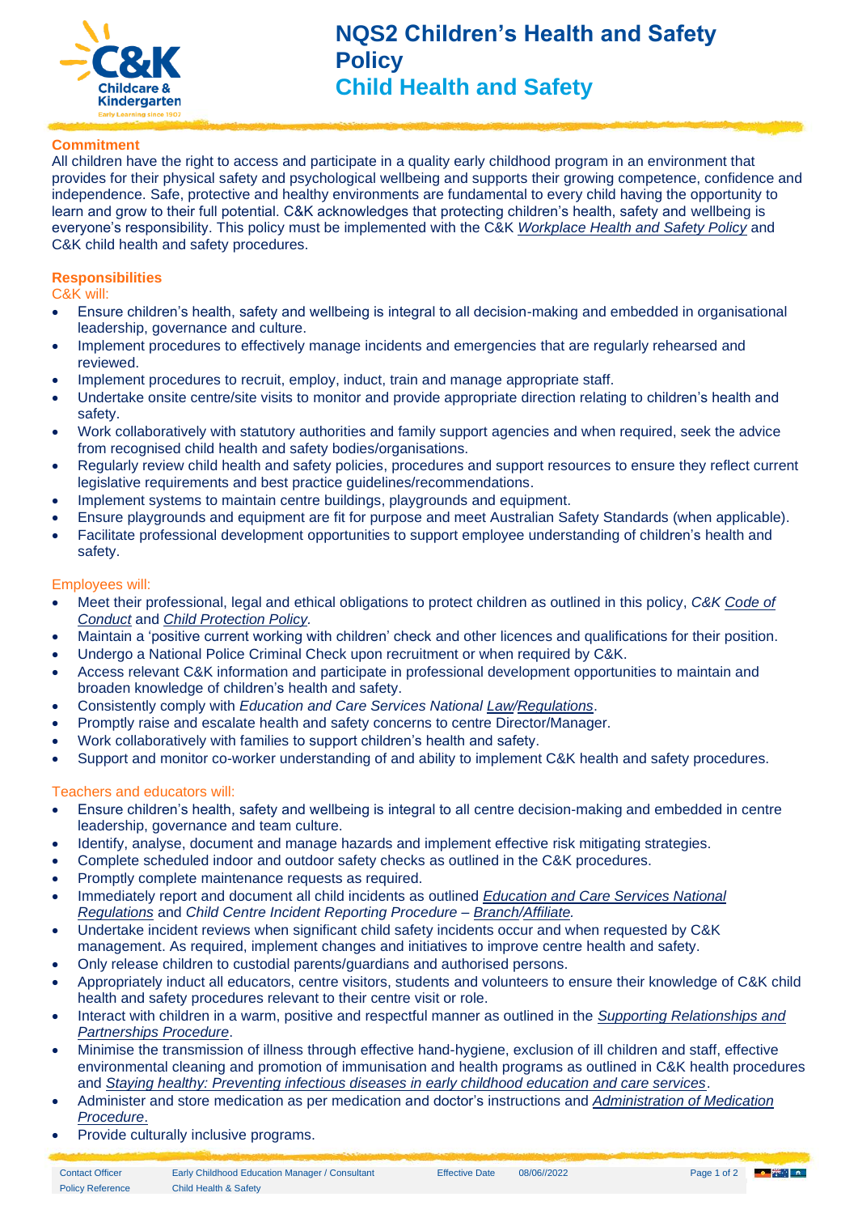# NQS2 Children's Health and Safety Policy
## Child Health and Safety

### Commitment

All children have the right to access and participate in a quality early childhood program in an environment that provides for their physical safety and psychological wellbeing and supports their growing competence, confidence and independence. Safe, protective and healthy environments are fundamental to every child having the opportunity to learn and grow to their full potential. C&K acknowledges that protecting children's health, safety and wellbeing is everyone's responsibility. This policy must be implemented with the C&K *Workplace Health and Safety Policy* and C&K child health and safety procedures.

### Responsibilities

C&K will:

- Ensure children's health, safety and wellbeing is integral to all decision-making and embedded in organisational leadership, governance and culture.
- Implement procedures to effectively manage incidents and emergencies that are regularly rehearsed and reviewed.
- Implement procedures to recruit, employ, induct, train and manage appropriate staff.
- Undertake onsite centre/site visits to monitor and provide appropriate direction relating to children's health and safety.
- Work collaboratively with statutory authorities and family support agencies and when required, seek the advice from recognised child health and safety bodies/organisations.
- Regularly review child health and safety policies, procedures and support resources to ensure they reflect current legislative requirements and best practice guidelines/recommendations.
- Implement systems to maintain centre buildings, playgrounds and equipment.
- Ensure playgrounds and equipment are fit for purpose and meet Australian Safety Standards (when applicable).
- Facilitate professional development opportunities to support employee understanding of children's health and safety.

Employees will:

- Meet their professional, legal and ethical obligations to protect children as outlined in this policy, *C&K Code of Conduct* and *Child Protection Policy.*
- Maintain a 'positive current working with children' check and other licences and qualifications for their position.
- Undergo a National Police Criminal Check upon recruitment or when required by C&K.
- Access relevant C&K information and participate in professional development opportunities to maintain and broaden knowledge of children's health and safety.
- Consistently comply with *Education and Care Services National Law/Regulations*.
- Promptly raise and escalate health and safety concerns to centre Director/Manager.
- Work collaboratively with families to support children's health and safety.
- Support and monitor co-worker understanding of and ability to implement C&K health and safety procedures.

Teachers and educators will:

- Ensure children's health, safety and wellbeing is integral to all centre decision-making and embedded in centre leadership, governance and team culture.
- Identify, analyse, document and manage hazards and implement effective risk mitigating strategies.
- Complete scheduled indoor and outdoor safety checks as outlined in the C&K procedures.
- Promptly complete maintenance requests as required.
- Immediately report and document all child incidents as outlined *Education and Care Services National Regulations* and *Child Centre Incident Reporting Procedure – Branch/Affiliate.*
- Undertake incident reviews when significant child safety incidents occur and when requested by C&K management. As required, implement changes and initiatives to improve centre health and safety.
- Only release children to custodial parents/guardians and authorised persons.
- Appropriately induct all educators, centre visitors, students and volunteers to ensure their knowledge of C&K child health and safety procedures relevant to their centre visit or role.
- Interact with children in a warm, positive and respectful manner as outlined in the *Supporting Relationships and Partnerships Procedure*.
- Minimise the transmission of illness through effective hand-hygiene, exclusion of ill children and staff, effective environmental cleaning and promotion of immunisation and health programs as outlined in C&K health procedures and *Staying healthy: Preventing infectious diseases in early childhood education and care services*.
- Administer and store medication as per medication and doctor's instructions and *Administration of Medication Procedure*.
- Provide culturally inclusive programs.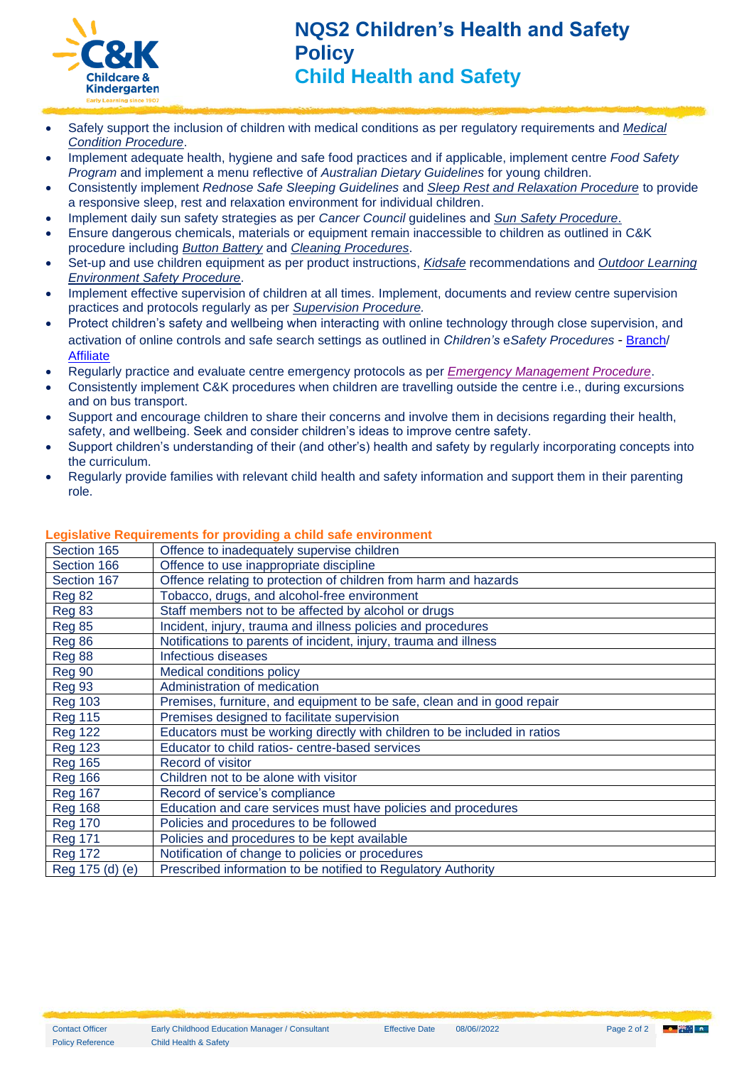- Safely support the inclusion of children with medical conditions as per regulatory requirements and *Medical Condition Procedure*.
- Implement adequate health, hygiene and safe food practices and if applicable, implement centre *Food Safety Program* and implement a menu reflective of *Australian Dietary Guidelines* for young children.
- Consistently implement *Rednose Safe Sleeping Guidelines* and *Sleep Rest and Relaxation Procedure* to provide a responsive sleep, rest and relaxation environment for individual children.
- Implement daily sun safety strategies as per *Cancer Council* guidelines and *Sun Safety Procedure*.
- Ensure dangerous chemicals, materials or equipment remain inaccessible to children as outlined in C&K procedure including *Button Battery* and *Cleaning Procedures*.
- Set-up and use children equipment as per product instructions, *Kidsafe* recommendations and *Outdoor Learning Environment Safety Procedure*.
- Implement effective supervision of children at all times. Implement, documents and review centre supervision practices and protocols regularly as per *Supervision Procedure.*
- Protect children's safety and wellbeing when interacting with online technology through close supervision, and activation of online controls and safe search settings as outlined in *Children's eSafety Procedures* - Branch/ Affiliate
- Regularly practice and evaluate centre emergency protocols as per *Emergency Management Procedure*.
- Consistently implement C&K procedures when children are travelling outside the centre i.e., during excursions and on bus transport.
- Support and encourage children to share their concerns and involve them in decisions regarding their health, safety, and wellbeing. Seek and consider children's ideas to improve centre safety.
- Support children's understanding of their (and other's) health and safety by regularly incorporating concepts into the curriculum.
- Regularly provide families with relevant child health and safety information and support them in their parenting role.

### Legislative Requirements for providing a child safe environment

| | |
|---|---|
| Section 165 | Offence to inadequately supervise children |
| Section 166 | Offence to use inappropriate discipline |
| Section 167 | Offence relating to protection of children from harm and hazards |
| Reg 82 | Tobacco, drugs, and alcohol-free environment |
| Reg 83 | Staff members not to be affected by alcohol or drugs |
| Reg 85 | Incident, injury, trauma and illness policies and procedures |
| Reg 86 | Notifications to parents of incident, injury, trauma and illness |
| Reg 88 | Infectious diseases |
| Reg 90 | Medical conditions policy |
| Reg 93 | Administration of medication |
| Reg 103 | Premises, furniture, and equipment to be safe, clean and in good repair |
| Reg 115 | Premises designed to facilitate supervision |
| Reg 122 | Educators must be working directly with children to be included in ratios |
| Reg 123 | Educator to child ratios- centre-based services |
| Reg 165 | Record of visitor |
| Reg 166 | Children not to be alone with visitor |
| Reg 167 | Record of service's compliance |
| Reg 168 | Education and care services must have policies and procedures |
| Reg 170 | Policies and procedures to be followed |
| Reg 171 | Policies and procedures to be kept available |
| Reg 172 | Notification of change to policies or procedures |
| Reg 175 (d) (e) | Prescribed information to be notified to Regulatory Authority |